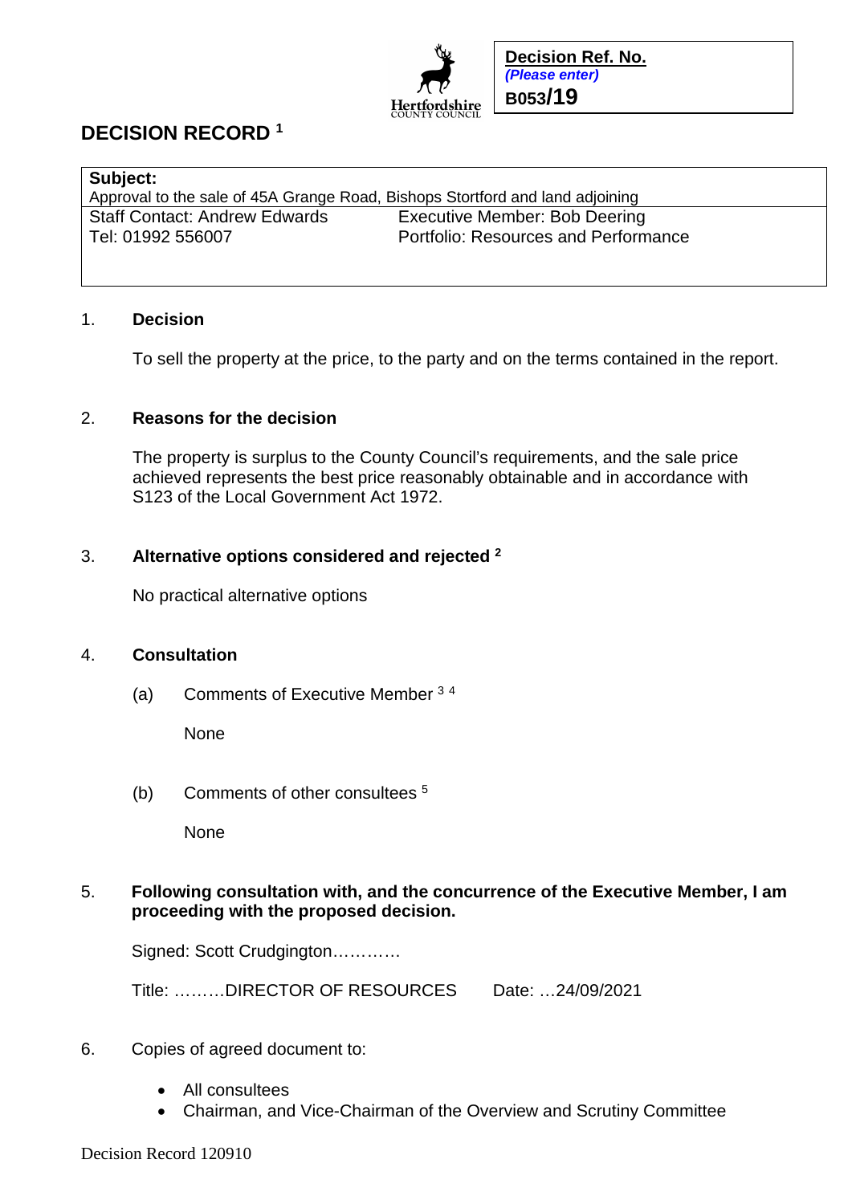Hertfordshire COUNTY COUNCIL

| **Decision Ref. No.** |
|---|
| *(Please enter)* |
| **B053/19** |

# DECISION RECORD [1]

| **Subject:** Approval to the sale of 45A Grange Road, Bishops Stortford and land adjoining | |
|---|---|
| Staff Contact: Andrew Edwards<br>Tel: 01992 556007 | Executive Member: Bob Deering<br>Portfolio: Resources and Performance |

1. **Decision**

   To sell the property at the price, to the party and on the terms contained in the report.

2. **Reasons for the decision**

   The property is surplus to the County Council's requirements, and the sale price achieved represents the best price reasonably obtainable and in accordance with S123 of the Local Government Act 1972.

3. **Alternative options considered and rejected [2]**

   No practical alternative options

4. **Consultation**

   (a) Comments of Executive Member [3] [4]

   None

   (b) Comments of other consultees [5]

   None

5. **Following consultation with, and the concurrence of the Executive Member, I am proceeding with the proposed decision.**

   Signed: Scott Crudgington…………

   Title: ………DIRECTOR OF RESOURCES Date: …24/09/2021

6. Copies of agreed document to:

   - All consultees
   - Chairman, and Vice-Chairman of the Overview and Scrutiny Committee

Decision Record 120910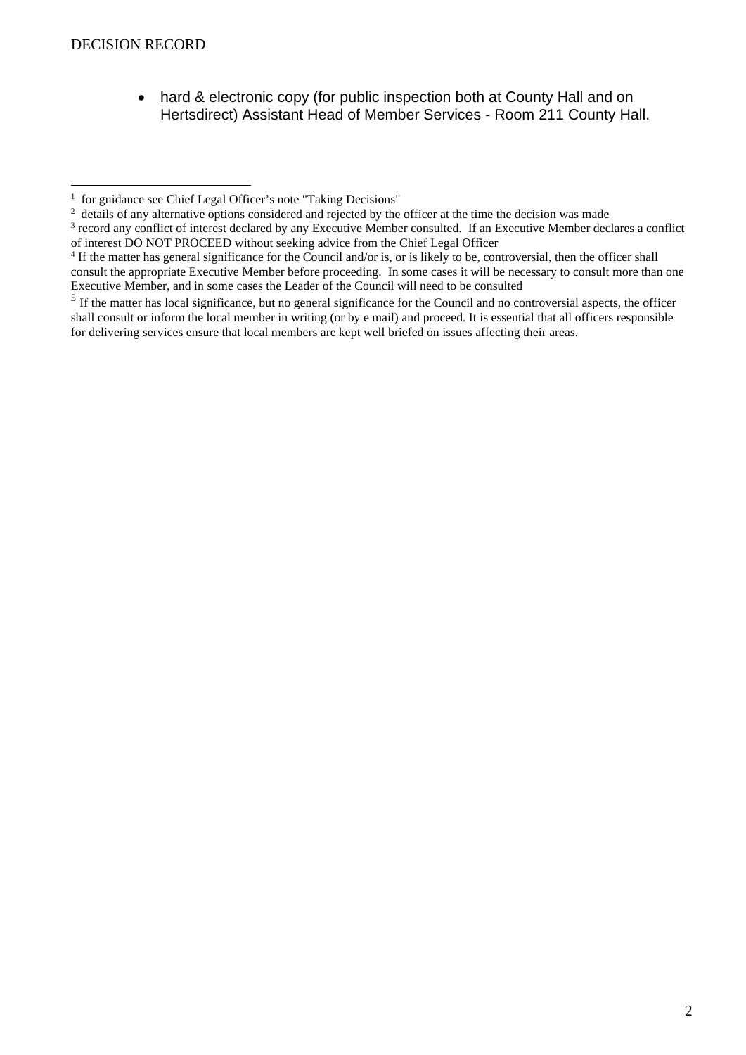- hard & electronic copy (for public inspection both at County Hall and on Hertsdirect) Assistant Head of Member Services - Room 211 County Hall.

---

[1] for guidance see Chief Legal Officer's note "Taking Decisions"

[2] details of any alternative options considered and rejected by the officer at the time the decision was made

[3] record any conflict of interest declared by any Executive Member consulted. If an Executive Member declares a conflict of interest DO NOT PROCEED without seeking advice from the Chief Legal Officer

[4] If the matter has general significance for the Council and/or is, or is likely to be, controversial, then the officer shall consult the appropriate Executive Member before proceeding. In some cases it will be necessary to consult more than one Executive Member, and in some cases the Leader of the Council will need to be consulted

[5] If the matter has local significance, but no general significance for the Council and no controversial aspects, the officer shall consult or inform the local member in writing (or by e mail) and proceed. It is essential that all officers responsible for delivering services ensure that local members are kept well briefed on issues affecting their areas.